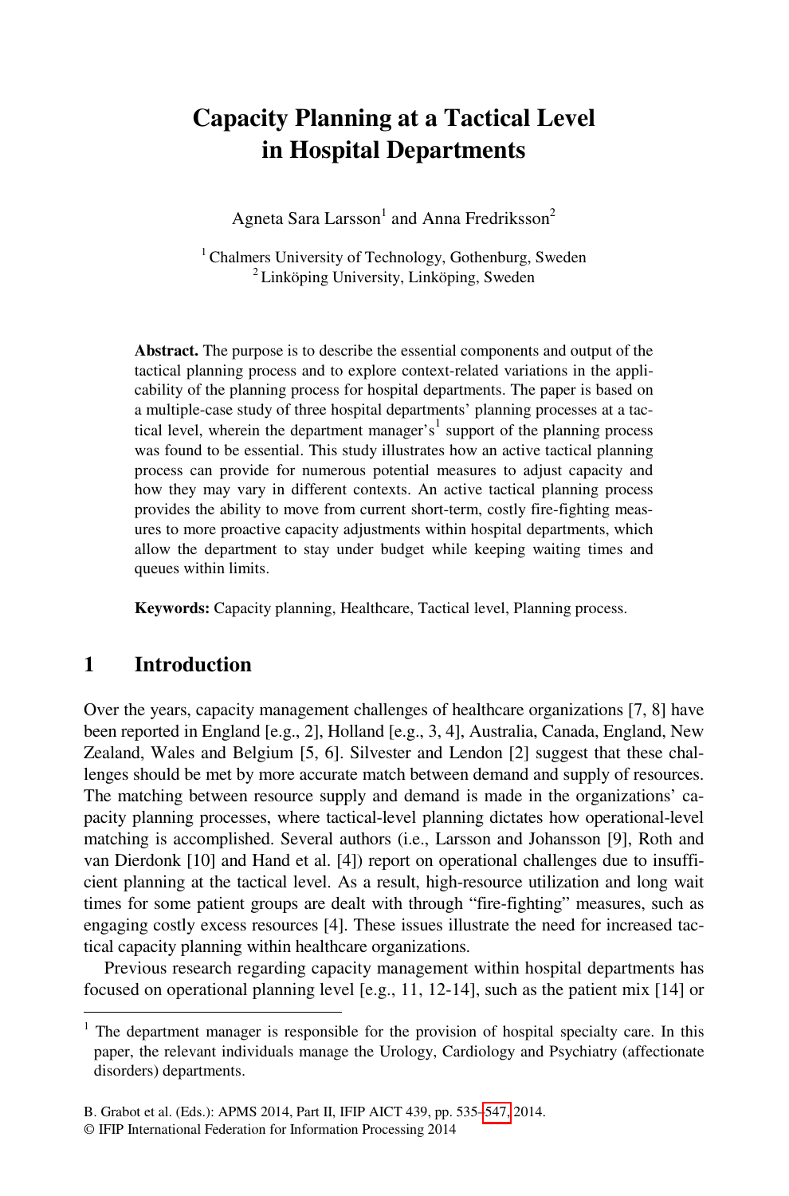# Capacity Planning at a Tactical Level in Hospital Departments

Agneta Sara Larsson[1] and Anna Fredriksson[2]

[1] Chalmers University of Technology, Gothenburg, Sweden
[2] Linköping University, Linköping, Sweden

**Abstract.** The purpose is to describe the essential components and output of the tactical planning process and to explore context-related variations in the applicability of the planning process for hospital departments. The paper is based on a multiple-case study of three hospital departments' planning processes at a tactical level, wherein the department manager's[1] support of the planning process was found to be essential. This study illustrates how an active tactical planning process can provide for numerous potential measures to adjust capacity and how they may vary in different contexts. An active tactical planning process provides the ability to move from current short-term, costly fire-fighting measures to more proactive capacity adjustments within hospital departments, which allow the department to stay under budget while keeping waiting times and queues within limits.

**Keywords:** Capacity planning, Healthcare, Tactical level, Planning process.

## 1 Introduction

Over the years, capacity management challenges of healthcare organizations [7, 8] have been reported in England [e.g., 2], Holland [e.g., 3, 4], Australia, Canada, England, New Zealand, Wales and Belgium [5, 6]. Silvester and Lendon [2] suggest that these challenges should be met by more accurate match between demand and supply of resources. The matching between resource supply and demand is made in the organizations' capacity planning processes, where tactical-level planning dictates how operational-level matching is accomplished. Several authors (i.e., Larsson and Johansson [9], Roth and van Dierdonk [10] and Hand et al. [4]) report on operational challenges due to insufficient planning at the tactical level. As a result, high-resource utilization and long wait times for some patient groups are dealt with through "fire-fighting" measures, such as engaging costly excess resources [4]. These issues illustrate the need for increased tactical capacity planning within healthcare organizations.

Previous research regarding capacity management within hospital departments has focused on operational planning level [e.g., 11, 12-14], such as the patient mix [14] or

[1] The department manager is responsible for the provision of hospital specialty care. In this paper, the relevant individuals manage the Urology, Cardiology and Psychiatry (affectionate disorders) departments.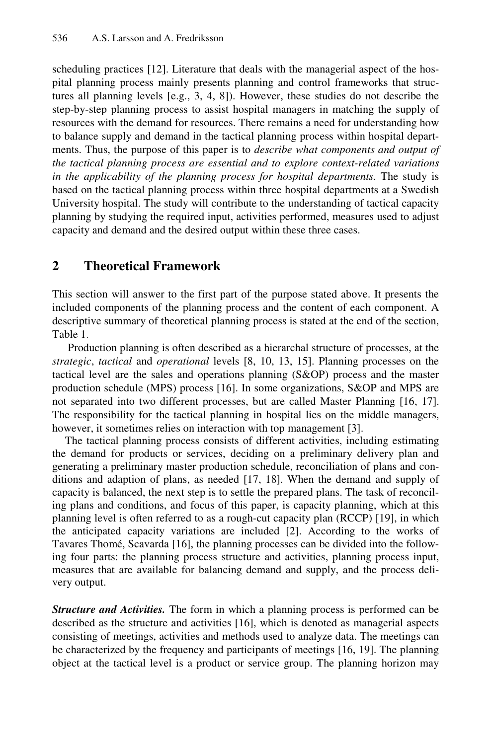scheduling practices [12]. Literature that deals with the managerial aspect of the hospital planning process mainly presents planning and control frameworks that structures all planning levels [e.g., 3, 4, 8]). However, these studies do not describe the step-by-step planning process to assist hospital managers in matching the supply of resources with the demand for resources. There remains a need for understanding how to balance supply and demand in the tactical planning process within hospital departments. Thus, the purpose of this paper is to *describe what components and output of the tactical planning process are essential and to explore context-related variations in the applicability of the planning process for hospital departments.* The study is based on the tactical planning process within three hospital departments at a Swedish University hospital. The study will contribute to the understanding of tactical capacity planning by studying the required input, activities performed, measures used to adjust capacity and demand and the desired output within these three cases.

## 2 Theoretical Framework

This section will answer to the first part of the purpose stated above. It presents the included components of the planning process and the content of each component. A descriptive summary of theoretical planning process is stated at the end of the section, Table 1.

Production planning is often described as a hierarchal structure of processes, at the *strategic*, *tactical* and *operational* levels [8, 10, 13, 15]. Planning processes on the tactical level are the sales and operations planning (S&OP) process and the master production schedule (MPS) process [16]. In some organizations, S&OP and MPS are not separated into two different processes, but are called Master Planning [16, 17]. The responsibility for the tactical planning in hospital lies on the middle managers, however, it sometimes relies on interaction with top management [3].

The tactical planning process consists of different activities, including estimating the demand for products or services, deciding on a preliminary delivery plan and generating a preliminary master production schedule, reconciliation of plans and conditions and adaption of plans, as needed [17, 18]. When the demand and supply of capacity is balanced, the next step is to settle the prepared plans. The task of reconciling plans and conditions, and focus of this paper, is capacity planning, which at this planning level is often referred to as a rough-cut capacity plan (RCCP) [19], in which the anticipated capacity variations are included [2]. According to the works of Tavares Thomé, Scavarda [16], the planning processes can be divided into the following four parts: the planning process structure and activities, planning process input, measures that are available for balancing demand and supply, and the process delivery output.

***Structure and Activities.*** The form in which a planning process is performed can be described as the structure and activities [16], which is denoted as managerial aspects consisting of meetings, activities and methods used to analyze data. The meetings can be characterized by the frequency and participants of meetings [16, 19]. The planning object at the tactical level is a product or service group. The planning horizon may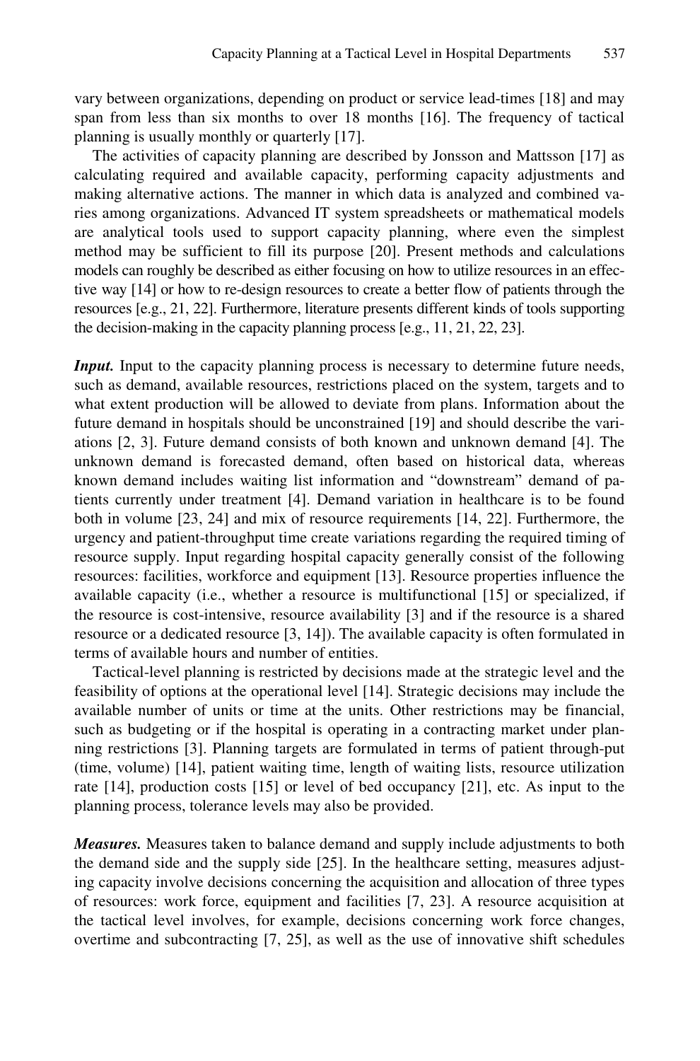vary between organizations, depending on product or service lead-times [18] and may span from less than six months to over 18 months [16]. The frequency of tactical planning is usually monthly or quarterly [17].

The activities of capacity planning are described by Jonsson and Mattsson [17] as calculating required and available capacity, performing capacity adjustments and making alternative actions. The manner in which data is analyzed and combined varies among organizations. Advanced IT system spreadsheets or mathematical models are analytical tools used to support capacity planning, where even the simplest method may be sufficient to fill its purpose [20]. Present methods and calculations models can roughly be described as either focusing on how to utilize resources in an effective way [14] or how to re-design resources to create a better flow of patients through the resources [e.g., 21, 22]. Furthermore, literature presents different kinds of tools supporting the decision-making in the capacity planning process [e.g., 11, 21, 22, 23].

***Input.*** Input to the capacity planning process is necessary to determine future needs, such as demand, available resources, restrictions placed on the system, targets and to what extent production will be allowed to deviate from plans. Information about the future demand in hospitals should be unconstrained [19] and should describe the variations [2, 3]. Future demand consists of both known and unknown demand [4]. The unknown demand is forecasted demand, often based on historical data, whereas known demand includes waiting list information and "downstream" demand of patients currently under treatment [4]. Demand variation in healthcare is to be found both in volume [23, 24] and mix of resource requirements [14, 22]. Furthermore, the urgency and patient-throughput time create variations regarding the required timing of resource supply. Input regarding hospital capacity generally consist of the following resources: facilities, workforce and equipment [13]. Resource properties influence the available capacity (i.e., whether a resource is multifunctional [15] or specialized, if the resource is cost-intensive, resource availability [3] and if the resource is a shared resource or a dedicated resource [3, 14]). The available capacity is often formulated in terms of available hours and number of entities.

Tactical-level planning is restricted by decisions made at the strategic level and the feasibility of options at the operational level [14]. Strategic decisions may include the available number of units or time at the units. Other restrictions may be financial, such as budgeting or if the hospital is operating in a contracting market under planning restrictions [3]. Planning targets are formulated in terms of patient through-put (time, volume) [14], patient waiting time, length of waiting lists, resource utilization rate [14], production costs [15] or level of bed occupancy [21], etc. As input to the planning process, tolerance levels may also be provided.

***Measures.*** Measures taken to balance demand and supply include adjustments to both the demand side and the supply side [25]. In the healthcare setting, measures adjusting capacity involve decisions concerning the acquisition and allocation of three types of resources: work force, equipment and facilities [7, 23]. A resource acquisition at the tactical level involves, for example, decisions concerning work force changes, overtime and subcontracting [7, 25], as well as the use of innovative shift schedules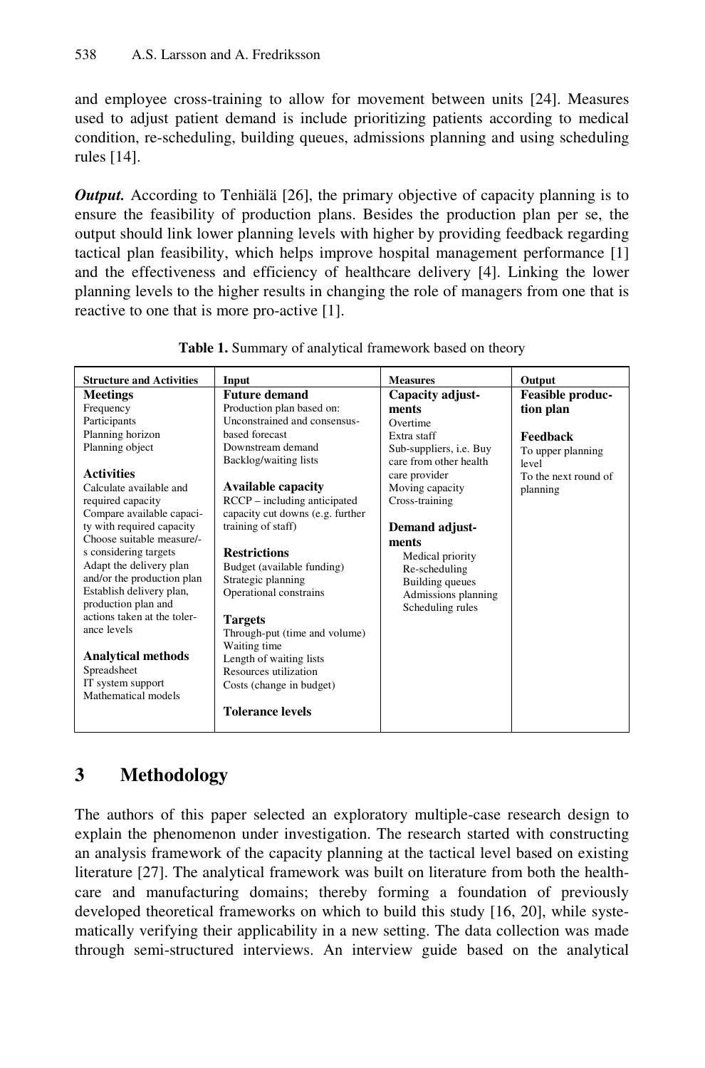and employee cross-training to allow for movement between units [24]. Measures used to adjust patient demand is include prioritizing patients according to medical condition, re-scheduling, building queues, admissions planning and using scheduling rules [14].

***Output.*** According to Tenhiälä [26], the primary objective of capacity planning is to ensure the feasibility of production plans. Besides the production plan per se, the output should link lower planning levels with higher by providing feedback regarding tactical plan feasibility, which helps improve hospital management performance [1] and the effectiveness and efficiency of healthcare delivery [4]. Linking the lower planning levels to the higher results in changing the role of managers from one that is reactive to one that is more pro-active [1].

**Table 1.** Summary of analytical framework based on theory

| Structure and Activities | Input | Measures | Output |
|---|---|---|---|
| **Meetings**<br>Frequency<br>Participants<br>Planning horizon<br>Planning object<br><br>**Activities**<br>Calculate available and required capacity<br>Compare available capacity with required capacity<br>Choose suitable measure/-s considering targets<br>Adapt the delivery plan and/or the production plan<br>Establish delivery plan, production plan and actions taken at the tolerance levels<br><br>**Analytical methods**<br>Spreadsheet<br>IT system support<br>Mathematical models | **Future demand**<br>Production plan based on:<br>Unconstrained and consensus-based forecast<br>Downstream demand<br>Backlog/waiting lists<br><br>**Available capacity**<br>RCCP – including anticipated capacity cut downs (e.g. further training of staff)<br><br>**Restrictions**<br>Budget (available funding)<br>Strategic planning<br>Operational constrains<br><br>**Targets**<br>Through-put (time and volume)<br>Waiting time<br>Length of waiting lists<br>Resources utilization<br>Costs (change in budget)<br><br>**Tolerance levels** | **Capacity adjustments**<br>Overtime<br>Extra staff<br>Sub-suppliers, i.e. Buy care from other health care provider<br>Moving capacity<br>Cross-training<br><br>**Demand adjustments**<br>Medical priority<br>Re-scheduling<br>Building queues<br>Admissions planning<br>Scheduling rules | **Feasible production plan**<br><br>**Feedback**<br>To upper planning level<br>To the next round of planning |

## 3 Methodology

The authors of this paper selected an exploratory multiple-case research design to explain the phenomenon under investigation. The research started with constructing an analysis framework of the capacity planning at the tactical level based on existing literature [27]. The analytical framework was built on literature from both the healthcare and manufacturing domains; thereby forming a foundation of previously developed theoretical frameworks on which to build this study [16, 20], while systematically verifying their applicability in a new setting. The data collection was made through semi-structured interviews. An interview guide based on the analytical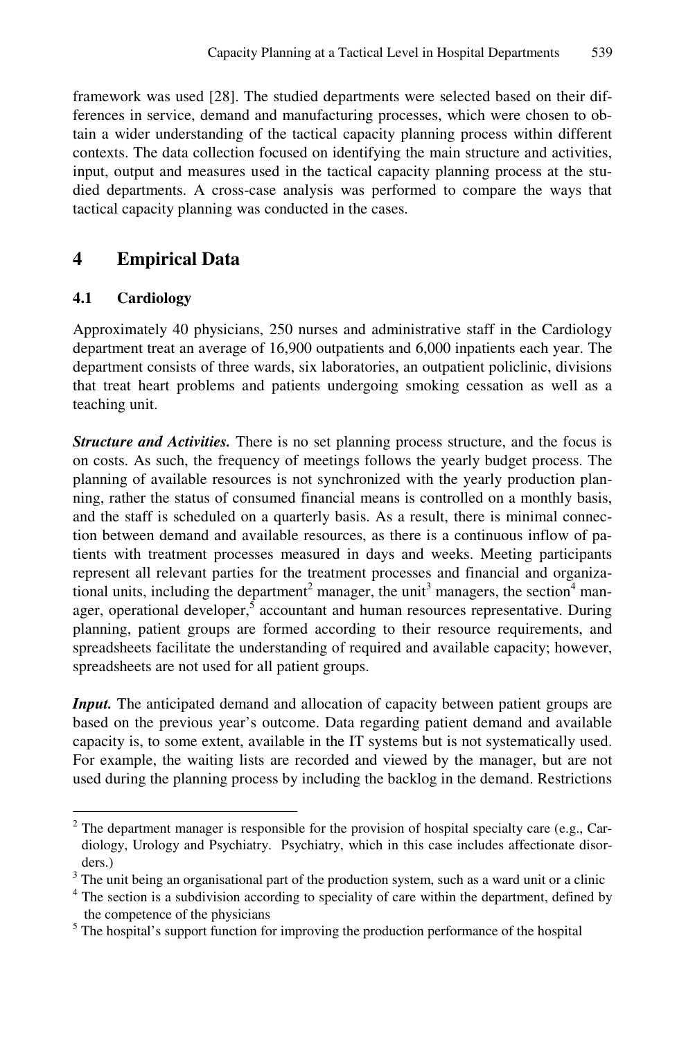framework was used [28]. The studied departments were selected based on their differences in service, demand and manufacturing processes, which were chosen to obtain a wider understanding of the tactical capacity planning process within different contexts. The data collection focused on identifying the main structure and activities, input, output and measures used in the tactical capacity planning process at the studied departments. A cross-case analysis was performed to compare the ways that tactical capacity planning was conducted in the cases.

## 4 Empirical Data

### 4.1 Cardiology

Approximately 40 physicians, 250 nurses and administrative staff in the Cardiology department treat an average of 16,900 outpatients and 6,000 inpatients each year. The department consists of three wards, six laboratories, an outpatient policlinic, divisions that treat heart problems and patients undergoing smoking cessation as well as a teaching unit.

***Structure and Activities.*** There is no set planning process structure, and the focus is on costs. As such, the frequency of meetings follows the yearly budget process. The planning of available resources is not synchronized with the yearly production planning, rather the status of consumed financial means is controlled on a monthly basis, and the staff is scheduled on a quarterly basis. As a result, there is minimal connection between demand and available resources, as there is a continuous inflow of patients with treatment processes measured in days and weeks. Meeting participants represent all relevant parties for the treatment processes and financial and organizational units, including the department[2] manager, the unit[3] managers, the section[4] manager, operational developer,[5] accountant and human resources representative. During planning, patient groups are formed according to their resource requirements, and spreadsheets facilitate the understanding of required and available capacity; however, spreadsheets are not used for all patient groups.

***Input.*** The anticipated demand and allocation of capacity between patient groups are based on the previous year's outcome. Data regarding patient demand and available capacity is, to some extent, available in the IT systems but is not systematically used. For example, the waiting lists are recorded and viewed by the manager, but are not used during the planning process by including the backlog in the demand. Restrictions

---

[2] The department manager is responsible for the provision of hospital specialty care (e.g., Cardiology, Urology and Psychiatry. Psychiatry, which in this case includes affectionate disorders.)

[3] The unit being an organisational part of the production system, such as a ward unit or a clinic

[4] The section is a subdivision according to speciality of care within the department, defined by the competence of the physicians

[5] The hospital's support function for improving the production performance of the hospital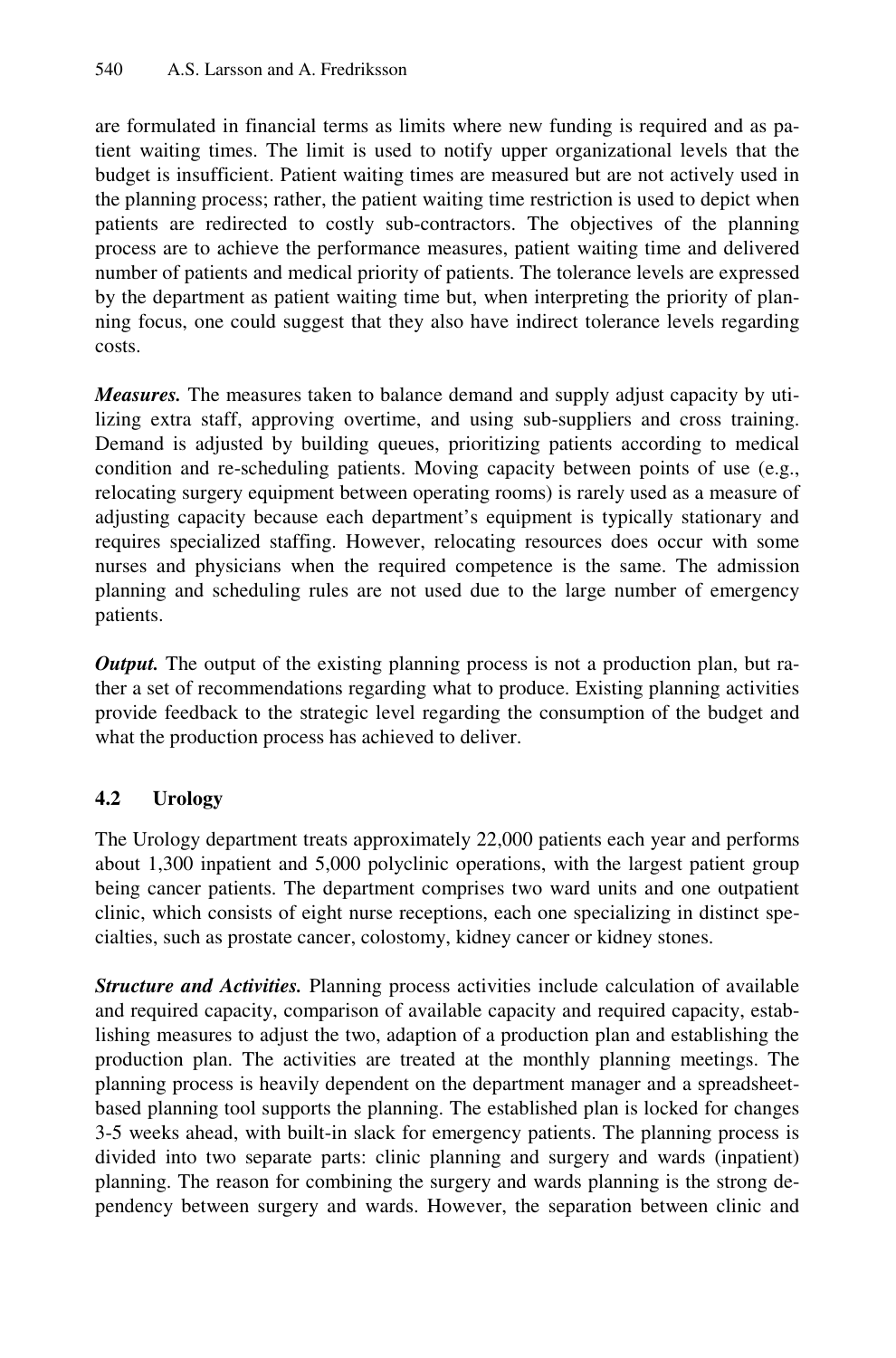are formulated in financial terms as limits where new funding is required and as patient waiting times. The limit is used to notify upper organizational levels that the budget is insufficient. Patient waiting times are measured but are not actively used in the planning process; rather, the patient waiting time restriction is used to depict when patients are redirected to costly sub-contractors. The objectives of the planning process are to achieve the performance measures, patient waiting time and delivered number of patients and medical priority of patients. The tolerance levels are expressed by the department as patient waiting time but, when interpreting the priority of planning focus, one could suggest that they also have indirect tolerance levels regarding costs.

***Measures.*** The measures taken to balance demand and supply adjust capacity by utilizing extra staff, approving overtime, and using sub-suppliers and cross training. Demand is adjusted by building queues, prioritizing patients according to medical condition and re-scheduling patients. Moving capacity between points of use (e.g., relocating surgery equipment between operating rooms) is rarely used as a measure of adjusting capacity because each department's equipment is typically stationary and requires specialized staffing. However, relocating resources does occur with some nurses and physicians when the required competence is the same. The admission planning and scheduling rules are not used due to the large number of emergency patients.

***Output.*** The output of the existing planning process is not a production plan, but rather a set of recommendations regarding what to produce. Existing planning activities provide feedback to the strategic level regarding the consumption of the budget and what the production process has achieved to deliver.

### 4.2 Urology

The Urology department treats approximately 22,000 patients each year and performs about 1,300 inpatient and 5,000 polyclinic operations, with the largest patient group being cancer patients. The department comprises two ward units and one outpatient clinic, which consists of eight nurse receptions, each one specializing in distinct specialties, such as prostate cancer, colostomy, kidney cancer or kidney stones.

***Structure and Activities.*** Planning process activities include calculation of available and required capacity, comparison of available capacity and required capacity, establishing measures to adjust the two, adaption of a production plan and establishing the production plan. The activities are treated at the monthly planning meetings. The planning process is heavily dependent on the department manager and a spreadsheet-based planning tool supports the planning. The established plan is locked for changes 3-5 weeks ahead, with built-in slack for emergency patients. The planning process is divided into two separate parts: clinic planning and surgery and wards (inpatient) planning. The reason for combining the surgery and wards planning is the strong dependency between surgery and wards. However, the separation between clinic and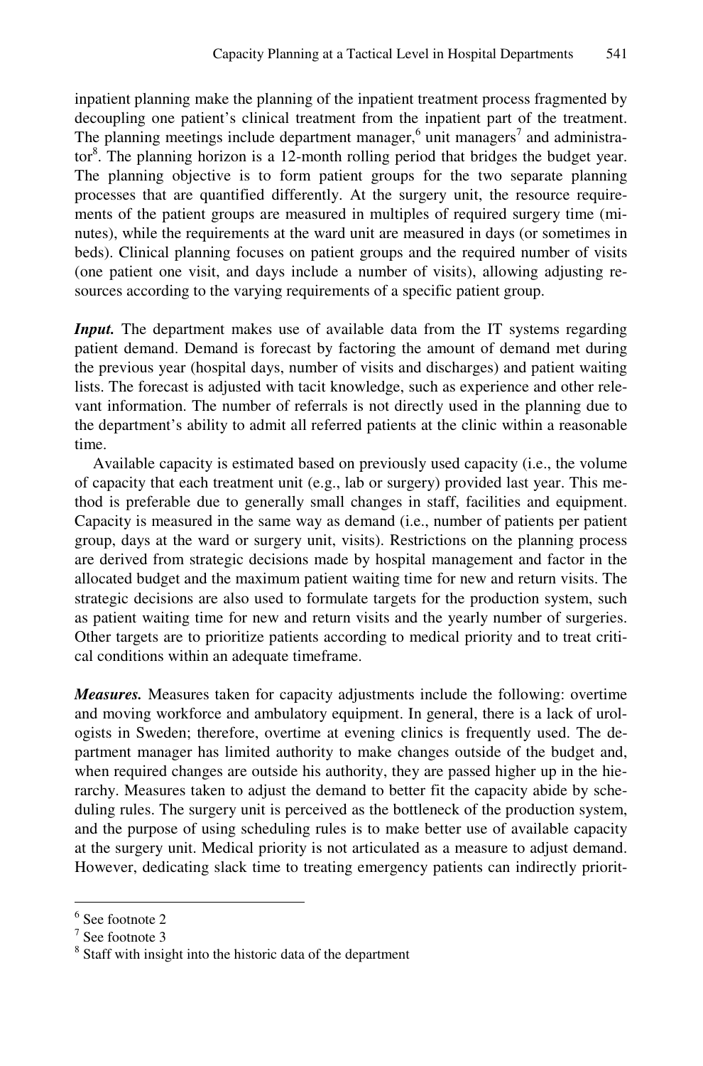inpatient planning make the planning of the inpatient treatment process fragmented by decoupling one patient's clinical treatment from the inpatient part of the treatment. The planning meetings include department manager,[6] unit managers[7] and administrator[8]. The planning horizon is a 12-month rolling period that bridges the budget year. The planning objective is to form patient groups for the two separate planning processes that are quantified differently. At the surgery unit, the resource requirements of the patient groups are measured in multiples of required surgery time (minutes), while the requirements at the ward unit are measured in days (or sometimes in beds). Clinical planning focuses on patient groups and the required number of visits (one patient one visit, and days include a number of visits), allowing adjusting resources according to the varying requirements of a specific patient group.

***Input.*** The department makes use of available data from the IT systems regarding patient demand. Demand is forecast by factoring the amount of demand met during the previous year (hospital days, number of visits and discharges) and patient waiting lists. The forecast is adjusted with tacit knowledge, such as experience and other relevant information. The number of referrals is not directly used in the planning due to the department's ability to admit all referred patients at the clinic within a reasonable time.

Available capacity is estimated based on previously used capacity (i.e., the volume of capacity that each treatment unit (e.g., lab or surgery) provided last year. This method is preferable due to generally small changes in staff, facilities and equipment. Capacity is measured in the same way as demand (i.e., number of patients per patient group, days at the ward or surgery unit, visits). Restrictions on the planning process are derived from strategic decisions made by hospital management and factor in the allocated budget and the maximum patient waiting time for new and return visits. The strategic decisions are also used to formulate targets for the production system, such as patient waiting time for new and return visits and the yearly number of surgeries. Other targets are to prioritize patients according to medical priority and to treat critical conditions within an adequate timeframe.

***Measures.*** Measures taken for capacity adjustments include the following: overtime and moving workforce and ambulatory equipment. In general, there is a lack of urologists in Sweden; therefore, overtime at evening clinics is frequently used. The department manager has limited authority to make changes outside of the budget and, when required changes are outside his authority, they are passed higher up in the hierarchy. Measures taken to adjust the demand to better fit the capacity abide by scheduling rules. The surgery unit is perceived as the bottleneck of the production system, and the purpose of using scheduling rules is to make better use of available capacity at the surgery unit. Medical priority is not articulated as a measure to adjust demand. However, dedicating slack time to treating emergency patients can indirectly priorit-

---

[6] See footnote 2

[7] See footnote 3

[8] Staff with insight into the historic data of the department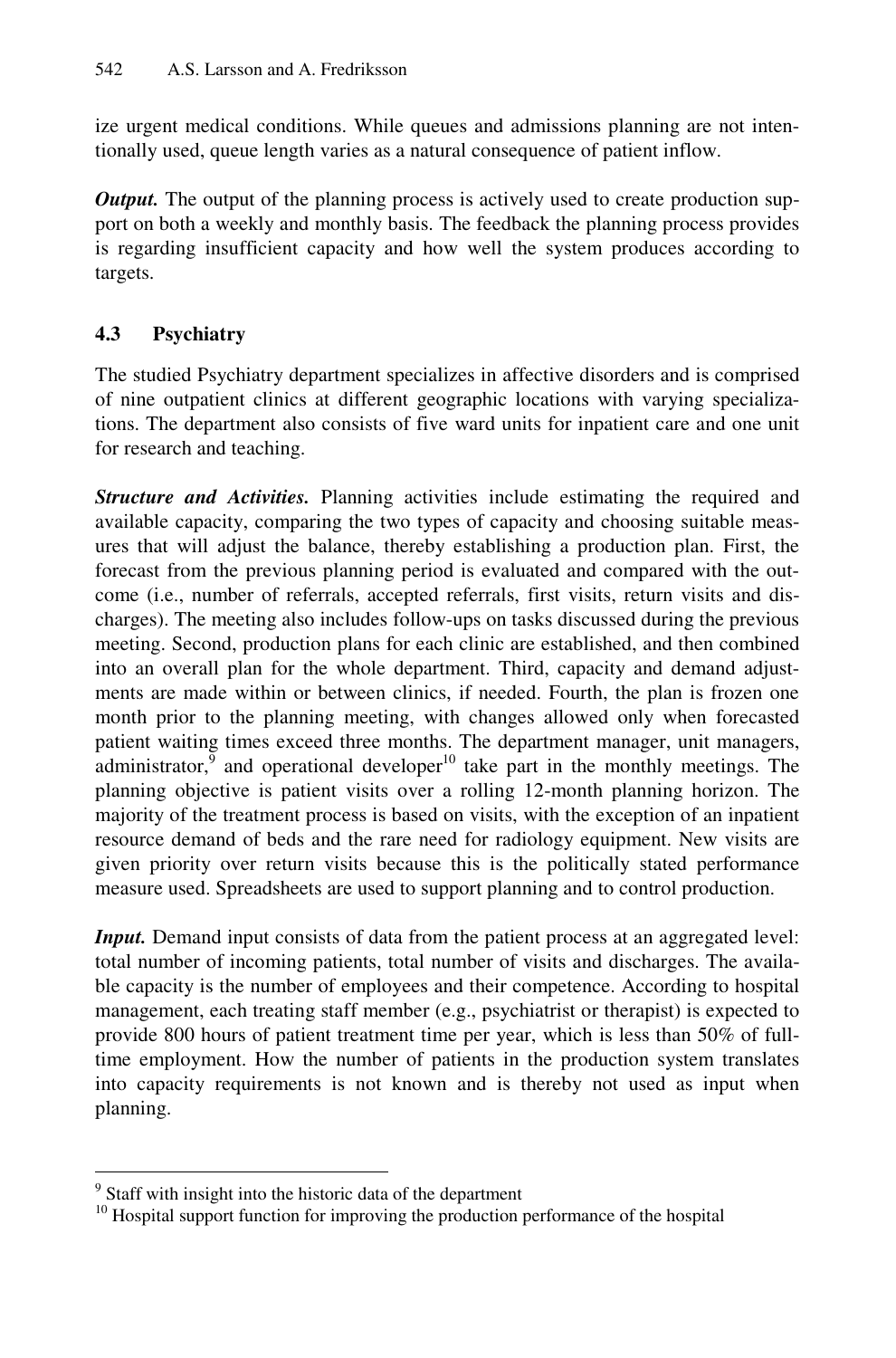ize urgent medical conditions. While queues and admissions planning are not intentionally used, queue length varies as a natural consequence of patient inflow.

***Output.*** The output of the planning process is actively used to create production support on both a weekly and monthly basis. The feedback the planning process provides is regarding insufficient capacity and how well the system produces according to targets.

### 4.3 Psychiatry

The studied Psychiatry department specializes in affective disorders and is comprised of nine outpatient clinics at different geographic locations with varying specializations. The department also consists of five ward units for inpatient care and one unit for research and teaching.

***Structure and Activities.*** Planning activities include estimating the required and available capacity, comparing the two types of capacity and choosing suitable measures that will adjust the balance, thereby establishing a production plan. First, the forecast from the previous planning period is evaluated and compared with the outcome (i.e., number of referrals, accepted referrals, first visits, return visits and discharges). The meeting also includes follow-ups on tasks discussed during the previous meeting. Second, production plans for each clinic are established, and then combined into an overall plan for the whole department. Third, capacity and demand adjustments are made within or between clinics, if needed. Fourth, the plan is frozen one month prior to the planning meeting, with changes allowed only when forecasted patient waiting times exceed three months. The department manager, unit managers, administrator,[9] and operational developer[10] take part in the monthly meetings. The planning objective is patient visits over a rolling 12-month planning horizon. The majority of the treatment process is based on visits, with the exception of an inpatient resource demand of beds and the rare need for radiology equipment. New visits are given priority over return visits because this is the politically stated performance measure used. Spreadsheets are used to support planning and to control production.

***Input.*** Demand input consists of data from the patient process at an aggregated level: total number of incoming patients, total number of visits and discharges. The available capacity is the number of employees and their competence. According to hospital management, each treating staff member (e.g., psychiatrist or therapist) is expected to provide 800 hours of patient treatment time per year, which is less than 50% of full-time employment. How the number of patients in the production system translates into capacity requirements is not known and is thereby not used as input when planning.

---

[9] Staff with insight into the historic data of the department

[10] Hospital support function for improving the production performance of the hospital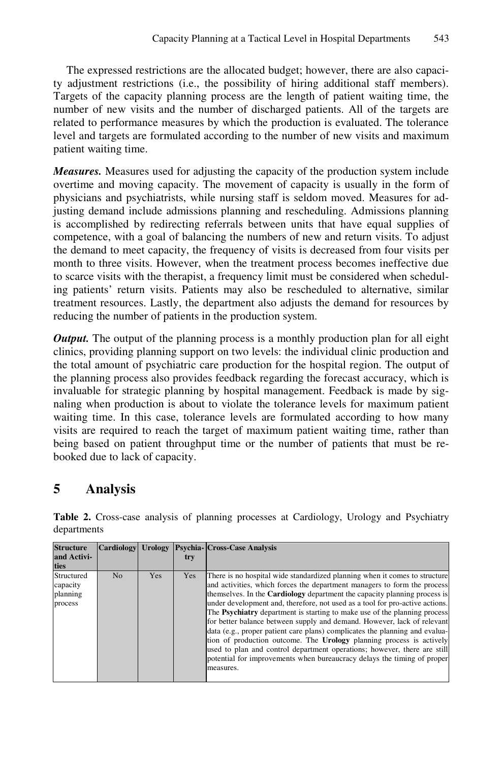The expressed restrictions are the allocated budget; however, there are also capacity adjustment restrictions (i.e., the possibility of hiring additional staff members). Targets of the capacity planning process are the length of patient waiting time, the number of new visits and the number of discharged patients. All of the targets are related to performance measures by which the production is evaluated. The tolerance level and targets are formulated according to the number of new visits and maximum patient waiting time.

***Measures.*** Measures used for adjusting the capacity of the production system include overtime and moving capacity. The movement of capacity is usually in the form of physicians and psychiatrists, while nursing staff is seldom moved. Measures for adjusting demand include admissions planning and rescheduling. Admissions planning is accomplished by redirecting referrals between units that have equal supplies of competence, with a goal of balancing the numbers of new and return visits. To adjust the demand to meet capacity, the frequency of visits is decreased from four visits per month to three visits. However, when the treatment process becomes ineffective due to scarce visits with the therapist, a frequency limit must be considered when scheduling patients' return visits. Patients may also be rescheduled to alternative, similar treatment resources. Lastly, the department also adjusts the demand for resources by reducing the number of patients in the production system.

***Output.*** The output of the planning process is a monthly production plan for all eight clinics, providing planning support on two levels: the individual clinic production and the total amount of psychiatric care production for the hospital region. The output of the planning process also provides feedback regarding the forecast accuracy, which is invaluable for strategic planning by hospital management. Feedback is made by signaling when production is about to violate the tolerance levels for maximum patient waiting time. In this case, tolerance levels are formulated according to how many visits are required to reach the target of maximum patient waiting time, rather than being based on patient throughput time or the number of patients that must be rebooked due to lack of capacity.

# 5 Analysis

**Table 2.** Cross-case analysis of planning processes at Cardiology, Urology and Psychiatry departments

| Structure and Activities | Cardiology | Urology | Psychiatry | Cross-Case Analysis |
|---|---|---|---|---|
| Structured capacity planning process | No | Yes | Yes | There is no hospital wide standardized planning when it comes to structure and activities, which forces the department managers to form the process themselves. In the **Cardiology** department the capacity planning process is under development and, therefore, not used as a tool for pro-active actions. The **Psychiatry** department is starting to make use of the planning process for better balance between supply and demand. However, lack of relevant data (e.g., proper patient care plans) complicates the planning and evaluation of production outcome. The **Urology** planning process is actively used to plan and control department operations; however, there are still potential for improvements when bureaucracy delays the timing of proper measures. |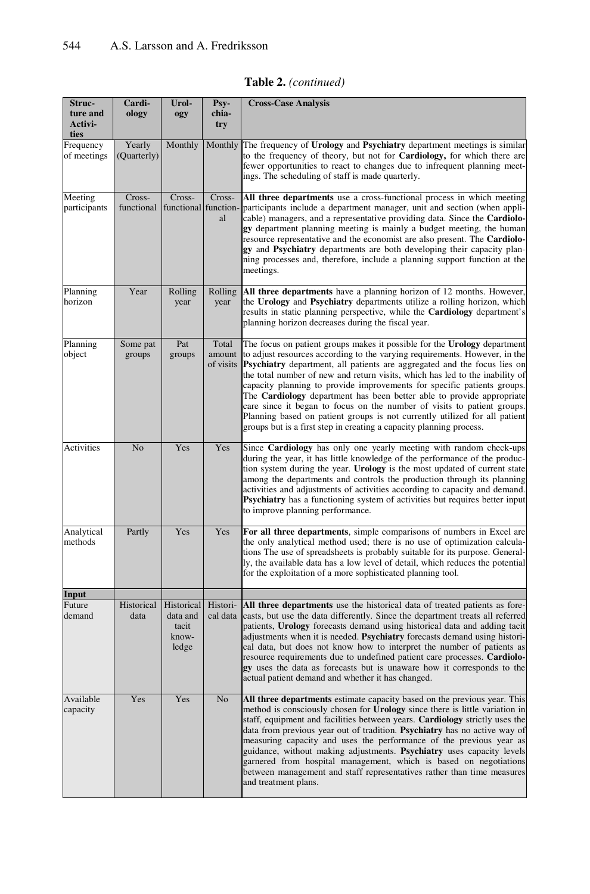**Table 2.** *(continued)*

| Structure and Activities | Cardiology | Urology | Psychiatry | Cross-Case Analysis |
|---|---|---|---|---|
| Frequency of meetings | Yearly (Quarterly) | Monthly | Monthly | The frequency of **Urology** and **Psychiatry** department meetings is similar to the frequency of theory, but not for **Cardiology,** for which there are fewer opportunities to react to changes due to infrequent planning meetings. The scheduling of staff is made quarterly. |
| Meeting participants | Cross-functional | Cross-functional | Cross-functional | **All three departments** use a cross-functional process in which meeting participants include a department manager, unit and section (when applicable) managers, and a representative providing data. Since the **Cardiology** department planning meeting is mainly a budget meeting, the human resource representative and the economist are also present. The **Cardiology** and **Psychiatry** departments are both developing their capacity planning processes and, therefore, include a planning support function at the meetings. |
| Planning horizon | Year | Rolling year | Rolling year | **All three departments** have a planning horizon of 12 months. However, the **Urology** and **Psychiatry** departments utilize a rolling horizon, which results in static planning perspective, while the **Cardiology** department's planning horizon decreases during the fiscal year. |
| Planning object | Some pat groups | Pat groups | Total amount of visits | The focus on patient groups makes it possible for the **Urology** department to adjust resources according to the varying requirements. However, in the **Psychiatry** department, all patients are aggregated and the focus lies on the total number of new and return visits, which has led to the inability of capacity planning to provide improvements for specific patients groups. The **Cardiology** department has been better able to provide appropriate care since it began to focus on the number of visits to patient groups. Planning based on patient groups is not currently utilized for all patient groups but is a first step in creating a capacity planning process. |
| Activities | No | Yes | Yes | Since **Cardiology** has only one yearly meeting with random check-ups during the year, it has little knowledge of the performance of the production system during the year. **Urology** is the most updated of current state among the departments and controls the production through its planning activities and adjustments of activities according to capacity and demand. **Psychiatry** has a functioning system of activities but requires better input to improve planning performance. |
| Analytical methods | Partly | Yes | Yes | **For all three departments**, simple comparisons of numbers in Excel are the only analytical method used; there is no use of optimization calculations The use of spreadsheets is probably suitable for its purpose. Generally, the available data has a low level of detail, which reduces the potential for the exploitation of a more sophisticated planning tool. |
| **Input** | | | | |
| Future demand | Historical data | Historical data and tacit knowledge | Historical data | **All three departments** use the historical data of treated patients as forecasts, but use the data differently. Since the department treats all referred patients, **Urology** forecasts demand using historical data and adding tacit adjustments when it is needed. **Psychiatry** forecasts demand using historical data, but does not know how to interpret the number of patients as resource requirements due to undefined patient care processes. **Cardiology** uses the data as forecasts but is unaware how it corresponds to the actual patient demand and whether it has changed. |
| Available capacity | Yes | Yes | No | **All three departments** estimate capacity based on the previous year. This method is consciously chosen for **Urology** since there is little variation in staff, equipment and facilities between years. **Cardiology** strictly uses the data from previous year out of tradition. **Psychiatry** has no active way of measuring capacity and uses the performance of the previous year as guidance, without making adjustments. **Psychiatry** uses capacity levels garnered from hospital management, which is based on negotiations between management and staff representatives rather than time measures and treatment plans. |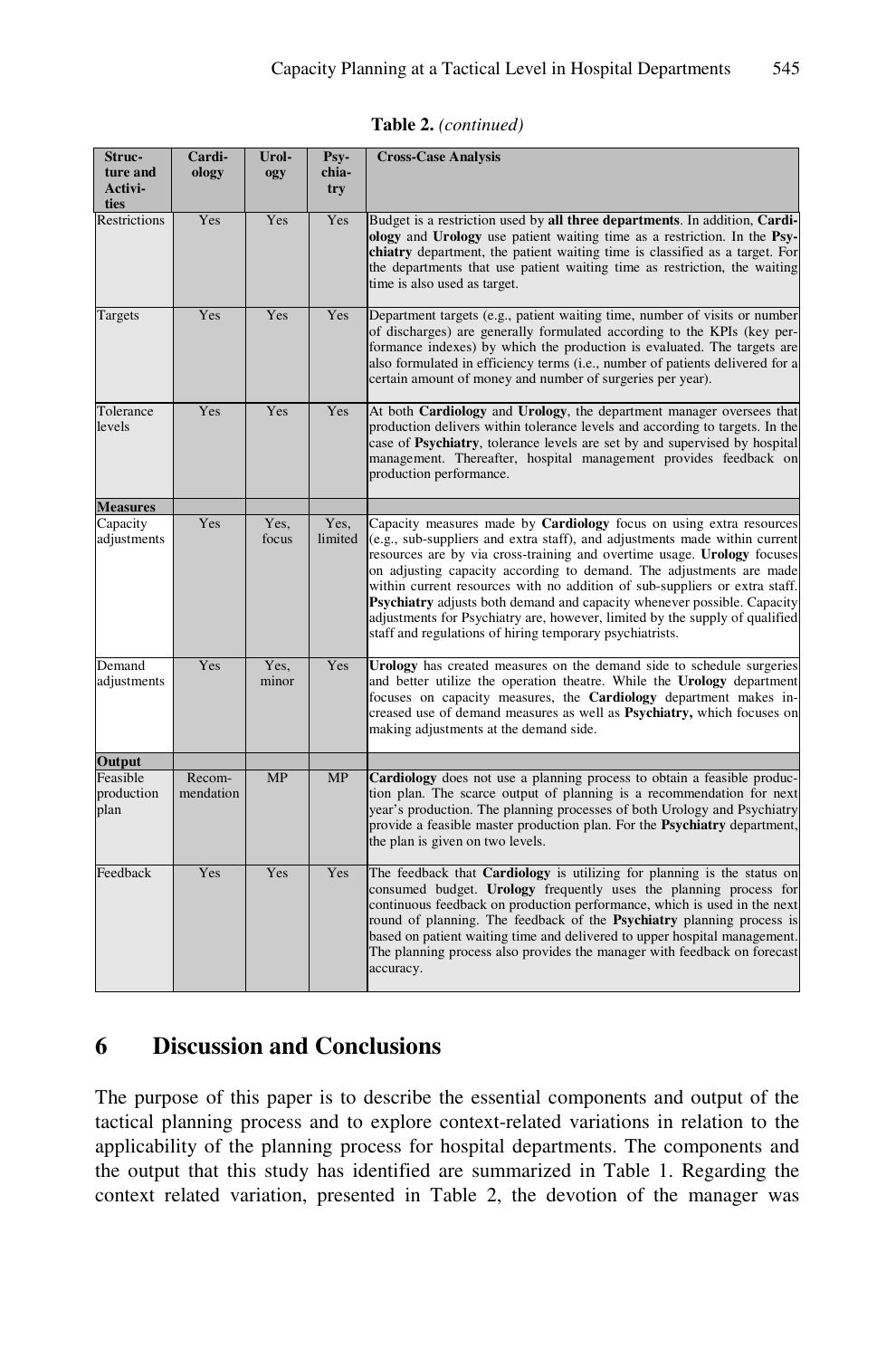**Table 2.** *(continued)*

| Structure and Activities | Cardiology | Urology | Psychiatry | Cross-Case Analysis |
|---|---|---|---|---|
| Restrictions | Yes | Yes | Yes | Budget is a restriction used by **all three departments**. In addition, **Cardiology** and **Urology** use patient waiting time as a restriction. In the **Psychiatry** department, the patient waiting time is classified as a target. For the departments that use patient waiting time as restriction, the waiting time is also used as target. |
| Targets | Yes | Yes | Yes | Department targets (e.g., patient waiting time, number of visits or number of discharges) are generally formulated according to the KPIs (key performance indexes) by which the production is evaluated. The targets are also formulated in efficiency terms (i.e., number of patients delivered for a certain amount of money and number of surgeries per year). |
| Tolerance levels | Yes | Yes | Yes | At both **Cardiology** and **Urology**, the department manager oversees that production delivers within tolerance levels and according to targets. In the case of **Psychiatry**, tolerance levels are set by and supervised by hospital management. Thereafter, hospital management provides feedback on production performance. |
| **Measures** | | | | |
| Capacity adjustments | Yes | Yes, focus | Yes, limited | Capacity measures made by **Cardiology** focus on using extra resources (e.g., sub-suppliers and extra staff), and adjustments made within current resources are by via cross-training and overtime usage. **Urology** focuses on adjusting capacity according to demand. The adjustments are made within current resources with no addition of sub-suppliers or extra staff. **Psychiatry** adjusts both demand and capacity whenever possible. Capacity adjustments for Psychiatry are, however, limited by the supply of qualified staff and regulations of hiring temporary psychiatrists. |
| Demand adjustments | Yes | Yes, minor | Yes | **Urology** has created measures on the demand side to schedule surgeries and better utilize the operation theatre. While the **Urology** department focuses on capacity measures, the **Cardiology** department makes increased use of demand measures as well as **Psychiatry,** which focuses on making adjustments at the demand side. |
| **Output** | | | | |
| Feasible production plan | Recommendation | MP | MP | **Cardiology** does not use a planning process to obtain a feasible production plan. The scarce output of planning is a recommendation for next year's production. The planning processes of both Urology and Psychiatry provide a feasible master production plan. For the **Psychiatry** department, the plan is given on two levels. |
| Feedback | Yes | Yes | Yes | The feedback that **Cardiology** is utilizing for planning is the status on consumed budget. **Urology** frequently uses the planning process for continuous feedback on production performance, which is used in the next round of planning. The feedback of the **Psychiatry** planning process is based on patient waiting time and delivered to upper hospital management. The planning process also provides the manager with feedback on forecast accuracy. |

## 6 Discussion and Conclusions

The purpose of this paper is to describe the essential components and output of the tactical planning process and to explore context-related variations in relation to the applicability of the planning process for hospital departments. The components and the output that this study has identified are summarized in Table 1. Regarding the context related variation, presented in Table 2, the devotion of the manager was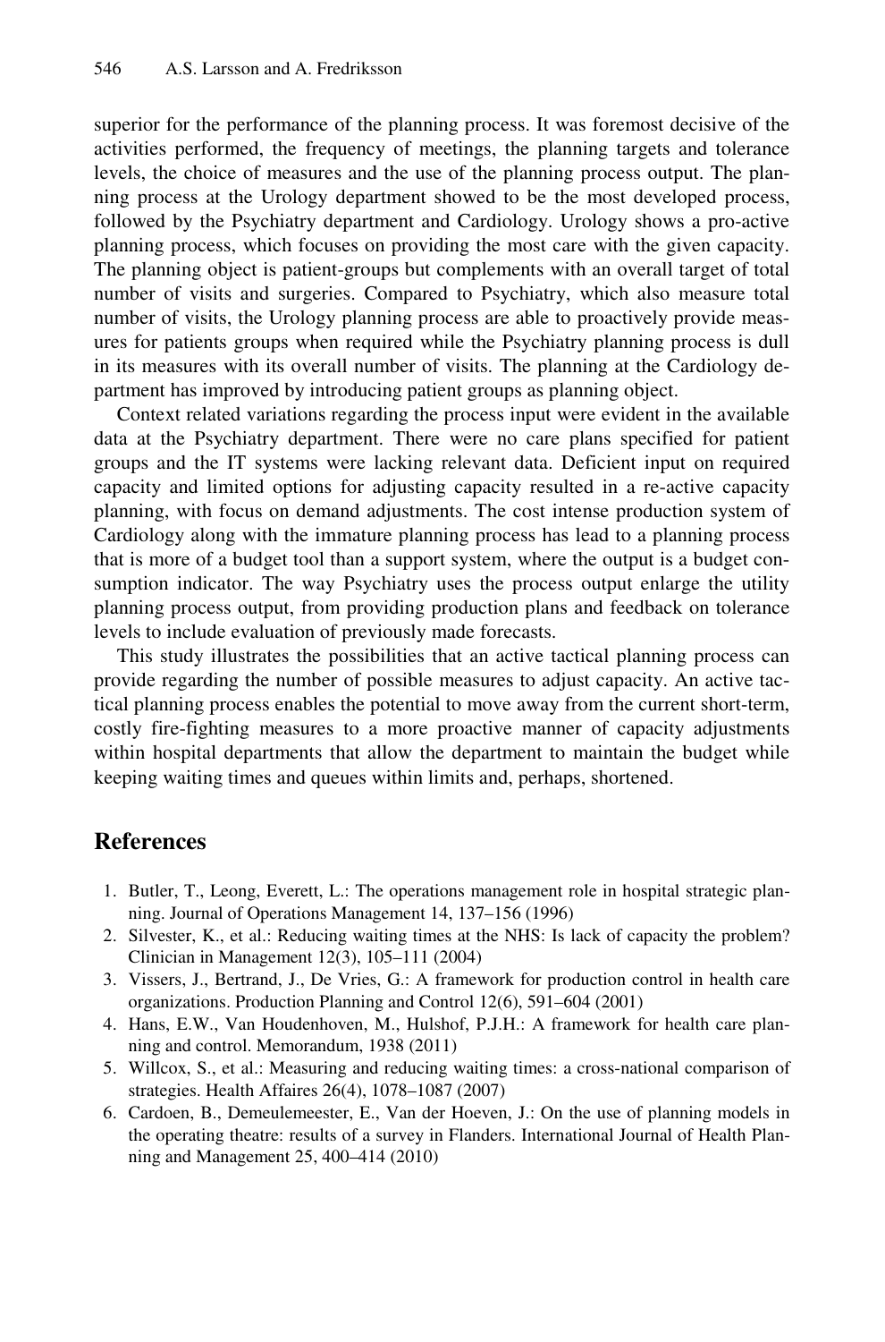superior for the performance of the planning process. It was foremost decisive of the activities performed, the frequency of meetings, the planning targets and tolerance levels, the choice of measures and the use of the planning process output. The planning process at the Urology department showed to be the most developed process, followed by the Psychiatry department and Cardiology. Urology shows a pro-active planning process, which focuses on providing the most care with the given capacity. The planning object is patient-groups but complements with an overall target of total number of visits and surgeries. Compared to Psychiatry, which also measure total number of visits, the Urology planning process are able to proactively provide measures for patients groups when required while the Psychiatry planning process is dull in its measures with its overall number of visits. The planning at the Cardiology department has improved by introducing patient groups as planning object.

Context related variations regarding the process input were evident in the available data at the Psychiatry department. There were no care plans specified for patient groups and the IT systems were lacking relevant data. Deficient input on required capacity and limited options for adjusting capacity resulted in a re-active capacity planning, with focus on demand adjustments. The cost intense production system of Cardiology along with the immature planning process has lead to a planning process that is more of a budget tool than a support system, where the output is a budget consumption indicator. The way Psychiatry uses the process output enlarge the utility planning process output, from providing production plans and feedback on tolerance levels to include evaluation of previously made forecasts.

This study illustrates the possibilities that an active tactical planning process can provide regarding the number of possible measures to adjust capacity. An active tactical planning process enables the potential to move away from the current short-term, costly fire-fighting measures to a more proactive manner of capacity adjustments within hospital departments that allow the department to maintain the budget while keeping waiting times and queues within limits and, perhaps, shortened.

## References

1. Butler, T., Leong, Everett, L.: The operations management role in hospital strategic planning. Journal of Operations Management 14, 137–156 (1996)
2. Silvester, K., et al.: Reducing waiting times at the NHS: Is lack of capacity the problem? Clinician in Management 12(3), 105–111 (2004)
3. Vissers, J., Bertrand, J., De Vries, G.: A framework for production control in health care organizations. Production Planning and Control 12(6), 591–604 (2001)
4. Hans, E.W., Van Houdenhoven, M., Hulshof, P.J.H.: A framework for health care planning and control. Memorandum, 1938 (2011)
5. Willcox, S., et al.: Measuring and reducing waiting times: a cross-national comparison of strategies. Health Affaires 26(4), 1078–1087 (2007)
6. Cardoen, B., Demeulemeester, E., Van der Hoeven, J.: On the use of planning models in the operating theatre: results of a survey in Flanders. International Journal of Health Planning and Management 25, 400–414 (2010)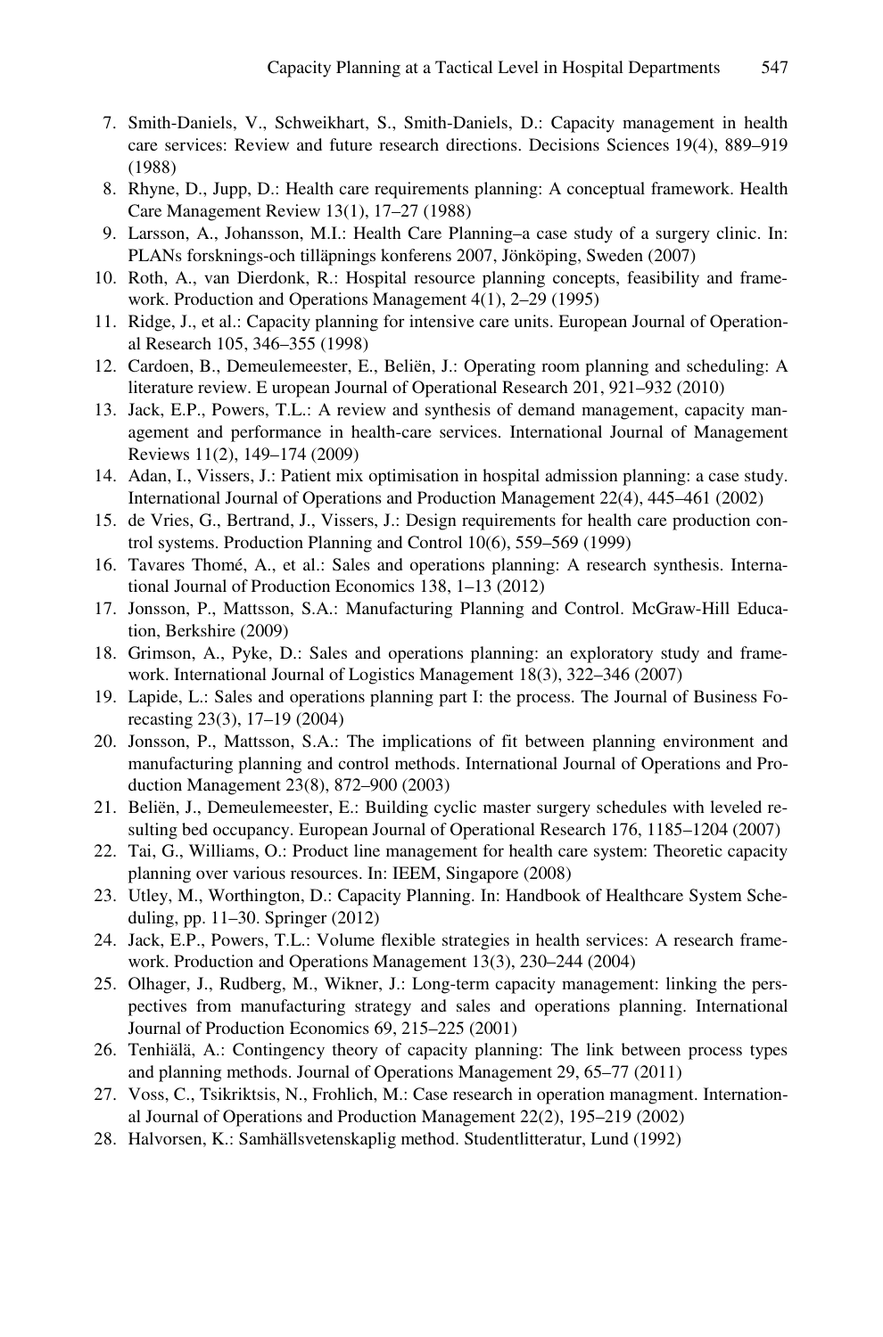7. Smith-Daniels, V., Schweikhart, S., Smith-Daniels, D.: Capacity management in health care services: Review and future research directions. Decisions Sciences 19(4), 889–919 (1988)
8. Rhyne, D., Jupp, D.: Health care requirements planning: A conceptual framework. Health Care Management Review 13(1), 17–27 (1988)
9. Larsson, A., Johansson, M.I.: Health Care Planning–a case study of a surgery clinic. In: PLANs forsknings-och tilläpnings konferens 2007, Jönköping, Sweden (2007)
10. Roth, A., van Dierdonk, R.: Hospital resource planning concepts, feasibility and framework. Production and Operations Management 4(1), 2–29 (1995)
11. Ridge, J., et al.: Capacity planning for intensive care units. European Journal of Operational Research 105, 346–355 (1998)
12. Cardoen, B., Demeulemeester, E., Beliën, J.: Operating room planning and scheduling: A literature review. E uropean Journal of Operational Research 201, 921–932 (2010)
13. Jack, E.P., Powers, T.L.: A review and synthesis of demand management, capacity management and performance in health-care services. International Journal of Management Reviews 11(2), 149–174 (2009)
14. Adan, I., Vissers, J.: Patient mix optimisation in hospital admission planning: a case study. International Journal of Operations and Production Management 22(4), 445–461 (2002)
15. de Vries, G., Bertrand, J., Vissers, J.: Design requirements for health care production control systems. Production Planning and Control 10(6), 559–569 (1999)
16. Tavares Thomé, A., et al.: Sales and operations planning: A research synthesis. International Journal of Production Economics 138, 1–13 (2012)
17. Jonsson, P., Mattsson, S.A.: Manufacturing Planning and Control. McGraw-Hill Education, Berkshire (2009)
18. Grimson, A., Pyke, D.: Sales and operations planning: an exploratory study and framework. International Journal of Logistics Management 18(3), 322–346 (2007)
19. Lapide, L.: Sales and operations planning part I: the process. The Journal of Business Forecasting 23(3), 17–19 (2004)
20. Jonsson, P., Mattsson, S.A.: The implications of fit between planning environment and manufacturing planning and control methods. International Journal of Operations and Production Management 23(8), 872–900 (2003)
21. Beliën, J., Demeulemeester, E.: Building cyclic master surgery schedules with leveled resulting bed occupancy. European Journal of Operational Research 176, 1185–1204 (2007)
22. Tai, G., Williams, O.: Product line management for health care system: Theoretic capacity planning over various resources. In: IEEM, Singapore (2008)
23. Utley, M., Worthington, D.: Capacity Planning. In: Handbook of Healthcare System Scheduling, pp. 11–30. Springer (2012)
24. Jack, E.P., Powers, T.L.: Volume flexible strategies in health services: A research framework. Production and Operations Management 13(3), 230–244 (2004)
25. Olhager, J., Rudberg, M., Wikner, J.: Long-term capacity management: linking the perspectives from manufacturing strategy and sales and operations planning. International Journal of Production Economics 69, 215–225 (2001)
26. Tenhiälä, A.: Contingency theory of capacity planning: The link between process types and planning methods. Journal of Operations Management 29, 65–77 (2011)
27. Voss, C., Tsikriktsis, N., Frohlich, M.: Case research in operation managment. International Journal of Operations and Production Management 22(2), 195–219 (2002)
28. Halvorsen, K.: Samhällsvetenskaplig method. Studentlitteratur, Lund (1992)